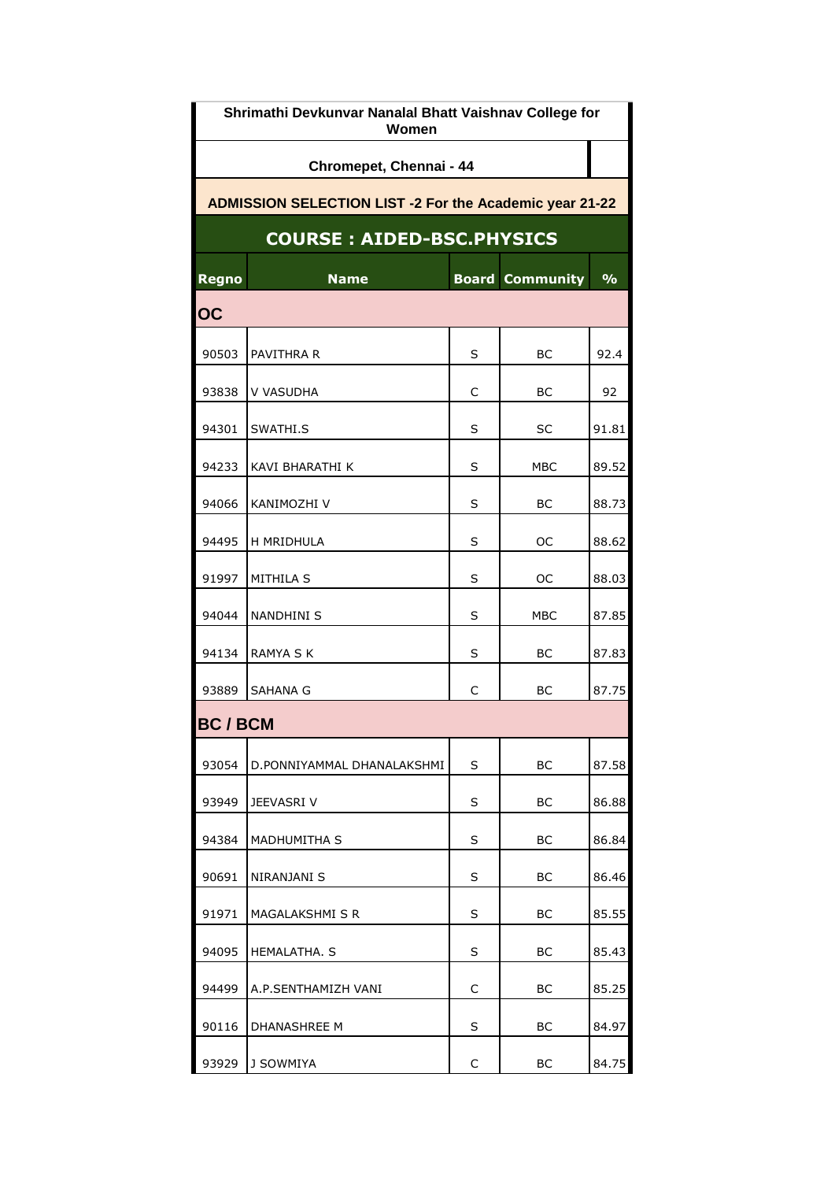# Shrimathi Devkunvar Nanalal Bhatt Vaishnav College for Women

## Chromepet, Chennai - 44

### ADMISSION SELECTION LIST -2 For the Academic year 21-22

### COURSE : AIDED-BSC.PHYSICS

| Regno | Name | Board | Community | % |
|---|---|---|---|---|
| **OC** | | | | |
| 90503 | PAVITHRA R | S | BC | 92.4 |
| 93838 | V VASUDHA | C | BC | 92 |
| 94301 | SWATHI.S | S | SC | 91.81 |
| 94233 | KAVI BHARATHI K | S | MBC | 89.52 |
| 94066 | KANIMOZHI V | S | BC | 88.73 |
| 94495 | H MRIDHULA | S | OC | 88.62 |
| 91997 | MITHILA S | S | OC | 88.03 |
| 94044 | NANDHINI S | S | MBC | 87.85 |
| 94134 | RAMYA S K | S | BC | 87.83 |
| 93889 | SAHANA G | C | BC | 87.75 |
| **BC / BCM** | | | | |
| 93054 | D.PONNIYAMMAL DHANALAKSHMI | S | BC | 87.58 |
| 93949 | JEEVASRI V | S | BC | 86.88 |
| 94384 | MADHUMITHA S | S | BC | 86.84 |
| 90691 | NIRANJANI S | S | BC | 86.46 |
| 91971 | MAGALAKSHMI S R | S | BC | 85.55 |
| 94095 | HEMALATHA. S | S | BC | 85.43 |
| 94499 | A.P.SENTHAMIZH VANI | C | BC | 85.25 |
| 90116 | DHANASHREE M | S | BC | 84.97 |
| 93929 | J SOWMIYA | C | BC | 84.75 |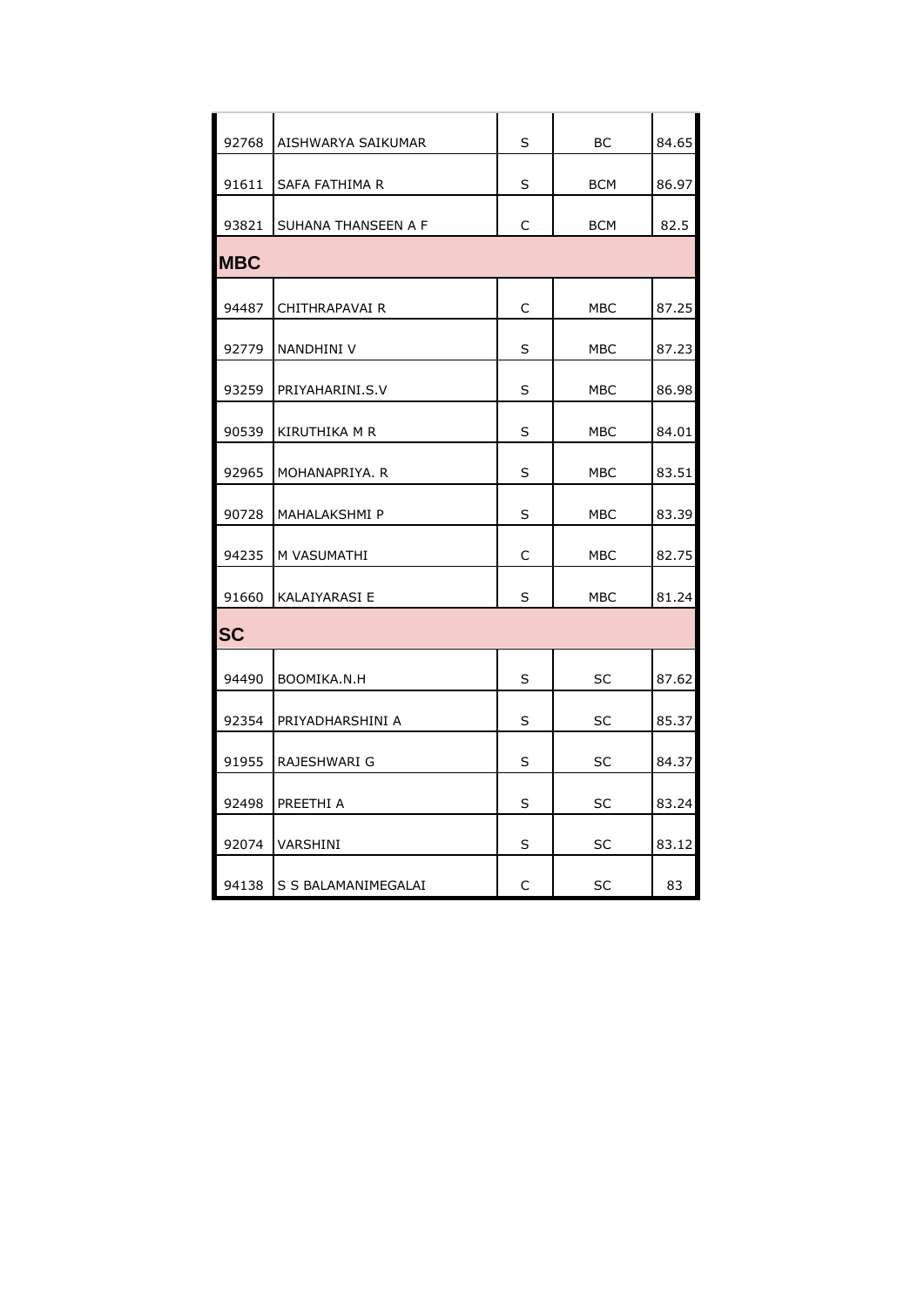| | | | | |
|---|---|---|---|---|
| 92768 | AISHWARYA SAIKUMAR | S | BC | 84.65 |
| 91611 | SAFA FATHIMA R | S | BCM | 86.97 |
| 93821 | SUHANA THANSEEN A F | C | BCM | 82.5 |
| **MBC** | | | | |
| 94487 | CHITHRAPAVAI R | C | MBC | 87.25 |
| 92779 | NANDHINI V | S | MBC | 87.23 |
| 93259 | PRIYAHARINI.S.V | S | MBC | 86.98 |
| 90539 | KIRUTHIKA M R | S | MBC | 84.01 |
| 92965 | MOHANAPRIYA. R | S | MBC | 83.51 |
| 90728 | MAHALAKSHMI P | S | MBC | 83.39 |
| 94235 | M VASUMATHI | C | MBC | 82.75 |
| 91660 | KALAIYARASI E | S | MBC | 81.24 |
| **SC** | | | | |
| 94490 | BOOMIKA.N.H | S | SC | 87.62 |
| 92354 | PRIYADHARSHINI A | S | SC | 85.37 |
| 91955 | RAJESHWARI G | S | SC | 84.37 |
| 92498 | PREETHI A | S | SC | 83.24 |
| 92074 | VARSHINI | S | SC | 83.12 |
| 94138 | S S BALAMANIMEGALAI | C | SC | 83 |